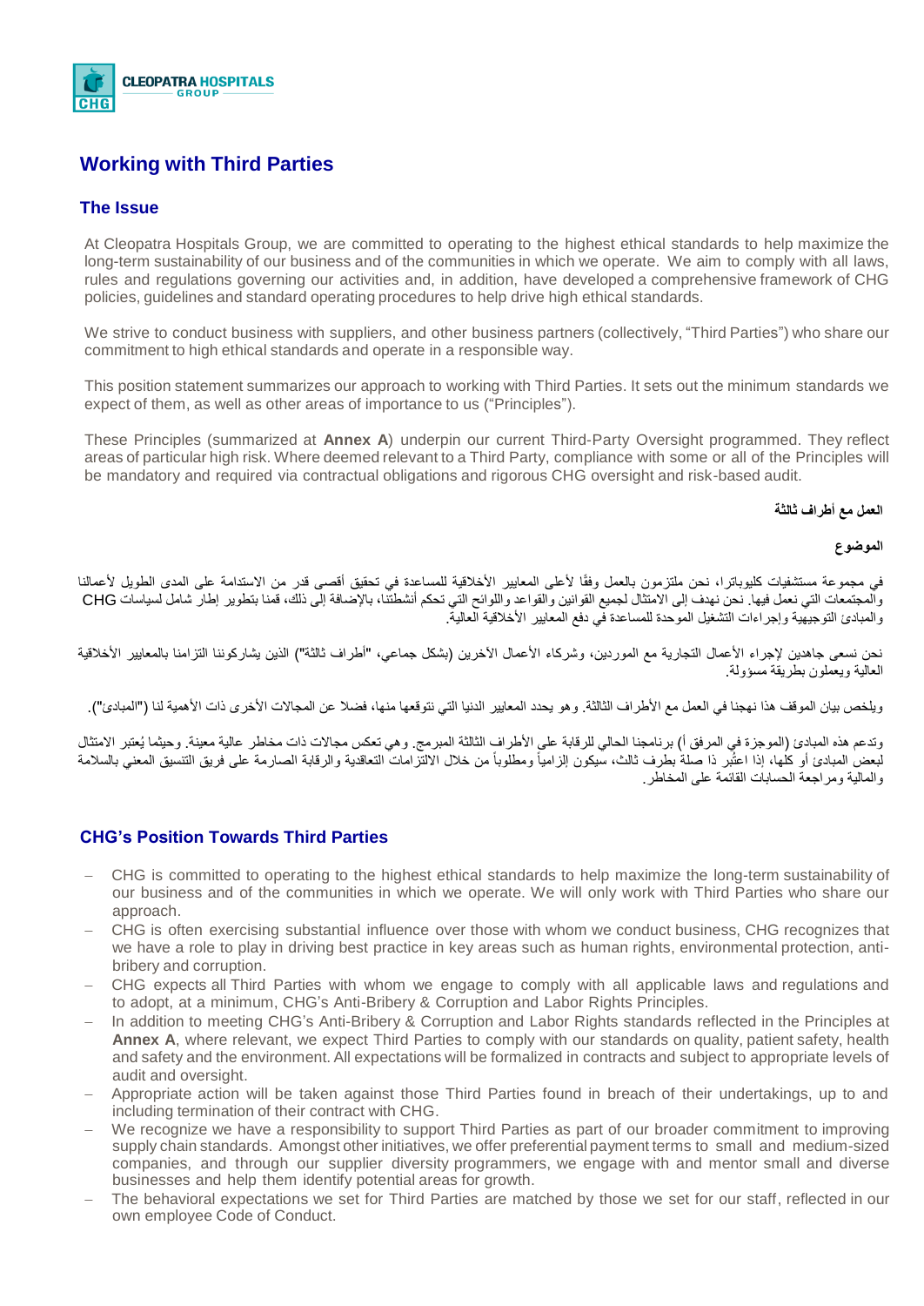# Working with Third Parties

## The Issue

At Cleopatra Hospitals Group, we are committed to operating to the highest ethical standards to help maximize the long-term sustainability of our business and of the communities in which we operate. We aim to comply with all laws, rules and regulations governing our activities and, in addition, have developed a comprehensive framework of CHG policies, guidelines and standard operating procedures to help drive high ethical standards.

We strive to conduct business with suppliers, and other business partners (collectively, "Third Parties") who share our commitment to high ethical standards and operate in a responsible way.

This position statement summarizes our approach to working with Third Parties. It sets out the minimum standards we expect of them, as well as other areas of importance to us ("Principles").

These Principles (summarized at **Annex A**) underpin our current Third-Party Oversight programmed. They reflect areas of particular high risk. Where deemed relevant to a Third Party, compliance with some or all of the Principles will be mandatory and required via contractual obligations and rigorous CHG oversight and risk-based audit.

**العمل مع أطراف ثالثة**

**الموضوع**

في مجموعة مستشفيات كليوباترا، نحن ملتزمون بالعمل وفقًا لأعلى المعايير الأخلاقية للمساعدة في تحقيق أقصى قدر من الاستدامة على المدى الطويل لأعمالنا والمجتمعات التي نعمل فيها. نحن نهدف إلى الامتثال لجميع القوانين والقواعد واللوائح التي تحكم أنشطتنا، بالإضافة إلى ذلك، قمنا بتطوير إطار شامل لسياسات CHG والمبادئ التوجيهية وإجراءات التشغيل الموحدة للمساعدة في دفع المعايير الأخلاقية العالية.

نحن نسعى جاهدين لإجراء الأعمال التجارية مع الموردين، وشركاء الأعمال الآخرين (بشكل جماعي، "أطراف ثالثة") الذين يشاركوننا التزامنا بالمعايير الأخلاقية العالية ويعملون بطريقة مسؤولة.

ويلخص بيان الموقف هذا نهجنا في العمل مع الأطراف الثالثة. وهو يحدد المعايير الدنيا التي نتوقعها منها، فضلا عن المجالات الأخرى ذات الأهمية لنا ("المبادئ").

وتدعم هذه المبادئ (الموجزة في المرفق أ) برنامجنا الحالي للرقابة على الأطراف الثالثة المبرمج. وهي تعكس مجالات ذات مخاطر عالية معينة. وحيثما يُعتبر الامتثال لبعض المبادئ أو كلها، إذا اعتُبر ذا صلة بطرف ثالث، سيكون إلزامياً ومطلوباً من خلال الالتزامات التعاقدية والرقابة الصارمة على فريق التنسيق المعني بالسلامة والمالية ومراجعة الحسابات القائمة على المخاطر.

## CHG's Position Towards Third Parties

- CHG is committed to operating to the highest ethical standards to help maximize the long-term sustainability of our business and of the communities in which we operate. We will only work with Third Parties who share our approach.
- CHG is often exercising substantial influence over those with whom we conduct business, CHG recognizes that we have a role to play in driving best practice in key areas such as human rights, environmental protection, anti-bribery and corruption.
- CHG expects all Third Parties with whom we engage to comply with all applicable laws and regulations and to adopt, at a minimum, CHG's Anti-Bribery & Corruption and Labor Rights Principles.
- In addition to meeting CHG's Anti-Bribery & Corruption and Labor Rights standards reflected in the Principles at **Annex A**, where relevant, we expect Third Parties to comply with our standards on quality, patient safety, health and safety and the environment. All expectations will be formalized in contracts and subject to appropriate levels of audit and oversight.
- Appropriate action will be taken against those Third Parties found in breach of their undertakings, up to and including termination of their contract with CHG.
- We recognize we have a responsibility to support Third Parties as part of our broader commitment to improving supply chain standards. Amongst other initiatives, we offer preferential payment terms to small and medium-sized companies, and through our supplier diversity programmers, we engage with and mentor small and diverse businesses and help them identify potential areas for growth.
- The behavioral expectations we set for Third Parties are matched by those we set for our staff, reflected in our own employee Code of Conduct.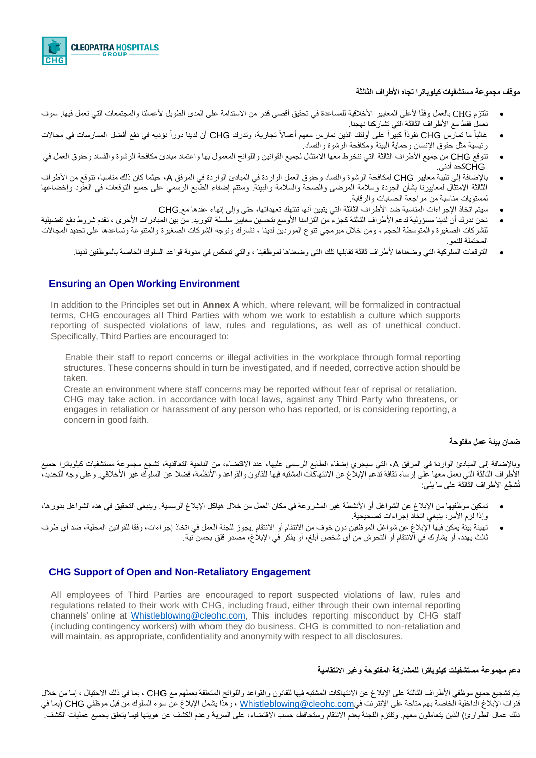**موقف مجموعة مستشفيات كيلوباترا تجاه الأطراف الثالثة**

- تلتزم CHG بالعمل وفقًا لأعلى المعايير الأخلاقية للمساعدة في تحقيق أقصى قدر من الاستدامة على المدى الطويل لأعمالنا والمجتمعات التي نعمل فيها. سوف نعمل فقط مع الأطراف الثالثة التي تشاركنا نهجنا.
- غالباً ما تمارس CHG نفوذاً كبيراً على أولئك الذين نمارس معهم أعمالاً تجارية، وتدرك CHG أن لدينا دوراً نؤديه في دفع أفضل الممارسات في مجالات رئيسية مثل حقوق الإنسان وحماية البيئة ومكافحة الرشوة والفساد.
- تتوقع CHG من جميع الأطراف الثالثة التي ننخرط معها الامتثال لجميع القوانين واللوائح المعمول بها واعتماد مبادئ مكافحة الرشوة والفساد وحقوق العمل في CHGكحد أدنى.
- بالإضافة إلى تلبية معايير CHG لمكافحة الرشوة والفساد وحقوق العمل الواردة في المبادئ الواردة في المرفق A، حيثما كان ذلك مناسبا، نتوقع من الأطراف الثالثة الامتثال لمعاييرنا بشأن الجودة وسلامة المرضى والصحة والسلامة والبيئة. وستتم إضفاء الطابع الرسمي على جميع التوقعات في العقود وإخضاعها لمستويات مناسبة من مراجعة الحسابات والرقابة.
- سيتم اتخاذ الإجراءات المناسبة ضد الأطراف الثالثة التي يتبين أنها تنتهك تعهداتها، حتى وإلى إنهاء عقدها مع.CHG
- نحن ندرك أن لدينا مسؤولية لدعم الأطراف الثالثة كجزء من التزامنا الأوسع بتحسين معايير سلسلة التوريد. من بين المبادرات الأخرى ، نقدم شروط دفع تفضيلية للشركات الصغيرة والمتوسطة الحجم ، ومن خلال مبرمجي تنوع الموردين لدينا ، نشارك ونوجه الشركات الصغيرة والمتنوعة ونساعدها على تحديد المجالات المحتملة للنمو.
- التوقعات السلوكية التي وضعناها لأطراف ثالثة تقابلها تلك التي وضعناها لموظفينا ، والتي تنعكس في مدونة قواعد السلوك الخاصة بالموظفين لدينا.

## Ensuring an Open Working Environment

In addition to the Principles set out in **Annex A** which, where relevant, will be formalized in contractual terms, CHG encourages all Third Parties with whom we work to establish a culture which supports reporting of suspected violations of law, rules and regulations, as well as of unethical conduct. Specifically, Third Parties are encouraged to:

- Enable their staff to report concerns or illegal activities in the workplace through formal reporting structures. These concerns should in turn be investigated, and if needed, corrective action should be taken.
- Create an environment where staff concerns may be reported without fear of reprisal or retaliation. CHG may take action, in accordance with local laws, against any Third Party who threatens, or engages in retaliation or harassment of any person who has reported, or is considering reporting, a concern in good faith.

**ضمان بيئة عمل مفتوحة**

وبالإضافة إلى المبادئ الواردة في المرفق A، التي سيجري إضفاء الطابع الرسمي عليها، عند الاقتضاء، من الناحية التعاقدية، تشجع مجموعة مستشفيات كيلوباترا جميع الأطراف الثالثة التي نعمل معها على إرساء ثقافة تدعم الإبلاغ عن الانتهاكات المشتبه فيها للقانون والقواعد والأنظمة، فضلا عن السلوك غير الأخلاقي. وعلى وجه التحديد، تُشجَّع الأطراف الثالثة على ما يلي:

- تمكين موظفيها من الإبلاغ عن الشواغل أو الأنشطة غير المشروعة في مكان العمل من خلال هياكل الإبلاغ الرسمية. وينبغي التحقيق في هذه الشواغل بدورها، وإذا لزم الأمر، ينبغي اتخاذ إجراءات تصحيحية.
- تهيئة بيئة يمكن فيها الإبلاغ عن شواغل الموظفين دون خوف من الانتقام أو الانتقام. يجوز للجنة العمل في اتخاذ إجراءات، وفقا للقوانين المحلية، ضد أي طرف ثالث يهدد، أو يشارك في الانتقام أو التحرش من أي شخص أبلغ، أو يفكر في الإبلاغ، مصدر قلق بحسن نية.

## CHG Support of Open and Non-Retaliatory Engagement

All employees of Third Parties are encouraged to report suspected violations of law, rules and regulations related to their work with CHG, including fraud, either through their own internal reporting channels' online at Whistleblowing@cleohc.com, This includes reporting misconduct by CHG staff (including contingency workers) with whom they do business. CHG is committed to non-retaliation and will maintain, as appropriate, confidentiality and anonymity with respect to all disclosures.

**دعم مجموعة مستشفيات كيلوباترا للمشاركة المفتوحة وغير الانتقامية**

يتم تشجيع جميع موظفي الأطراف الثالثة على الإبلاغ عن الانتهاكات المشتبه فيها للقانون والقواعد واللوائح المتعلقة بعملهم مع CHG ، بما في ذلك الاحتيال ، إما من خلال قنوات الإبلاغ الداخلية الخاصة بهم متاحة على الإنترنت فيWhistleblowing@cleohc.com ، وهذا يشمل الإبلاغ عن سوء السلوك من قبل موظفي CHG (بما في ذلك عمال الطوارئ) الذين يتعاملون معهم. وتلتزم اللجنة بعدم الانتقام وستحافظ، حسب الاقتضاء، على السرية وعدم الكشف عن هويتها فيما يتعلق بجميع عمليات الكشف.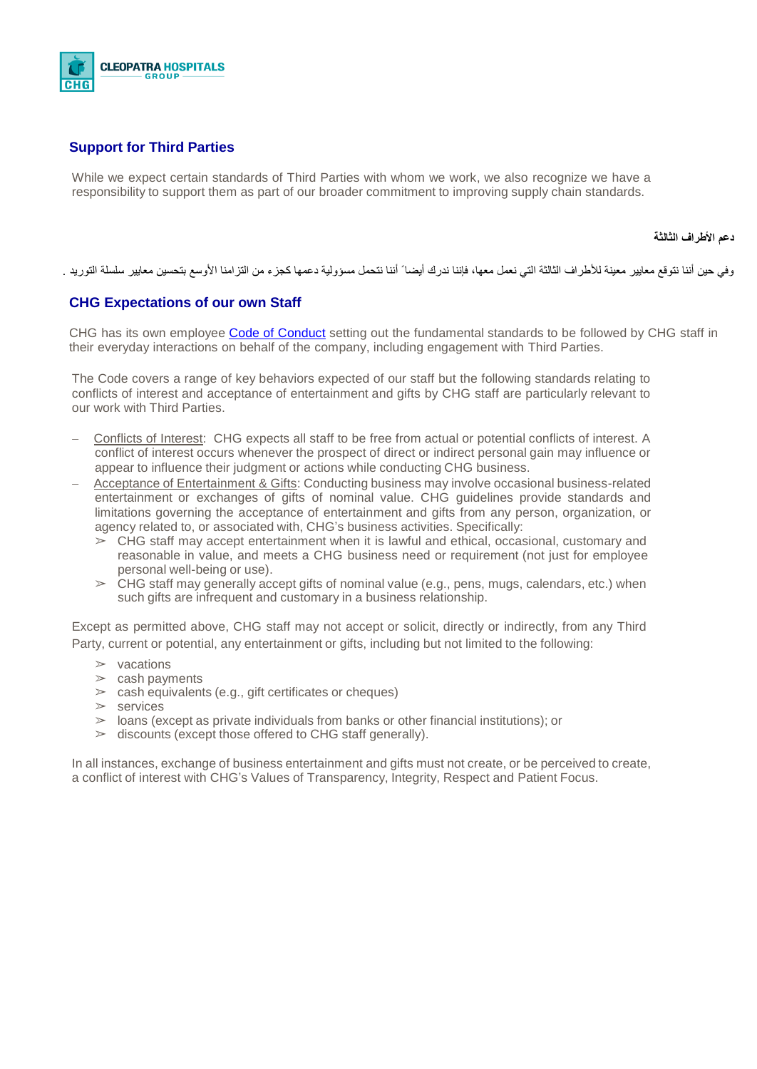## Support for Third Parties

While we expect certain standards of Third Parties with whom we work, we also recognize we have a responsibility to support them as part of our broader commitment to improving supply chain standards.

**دعم الأطراف الثالثة**

وفي حين أننا نتوقع معايير معينة للأطراف الثالثة التي نعمل معها، فإننا ندرك أيضا ً أننا نتحمل مسؤولية دعمها كجزء من التزامنا الأوسع بتحسين معايير سلسلة التوريد .

## CHG Expectations of our own Staff

CHG has its own employee Code of Conduct setting out the fundamental standards to be followed by CHG staff in their everyday interactions on behalf of the company, including engagement with Third Parties.

The Code covers a range of key behaviors expected of our staff but the following standards relating to conflicts of interest and acceptance of entertainment and gifts by CHG staff are particularly relevant to our work with Third Parties.

- Conflicts of Interest: CHG expects all staff to be free from actual or potential conflicts of interest. A conflict of interest occurs whenever the prospect of direct or indirect personal gain may influence or appear to influence their judgment or actions while conducting CHG business.
- Acceptance of Entertainment & Gifts: Conducting business may involve occasional business-related entertainment or exchanges of gifts of nominal value. CHG guidelines provide standards and limitations governing the acceptance of entertainment and gifts from any person, organization, or agency related to, or associated with, CHG's business activities. Specifically:
  - CHG staff may accept entertainment when it is lawful and ethical, occasional, customary and reasonable in value, and meets a CHG business need or requirement (not just for employee personal well-being or use).
  - CHG staff may generally accept gifts of nominal value (e.g., pens, mugs, calendars, etc.) when such gifts are infrequent and customary in a business relationship.

Except as permitted above, CHG staff may not accept or solicit, directly or indirectly, from any Third Party, current or potential, any entertainment or gifts, including but not limited to the following:

- vacations
- cash payments
- cash equivalents (e.g., gift certificates or cheques)
- services
- loans (except as private individuals from banks or other financial institutions); or
- discounts (except those offered to CHG staff generally).

In all instances, exchange of business entertainment and gifts must not create, or be perceived to create, a conflict of interest with CHG's Values of Transparency, Integrity, Respect and Patient Focus.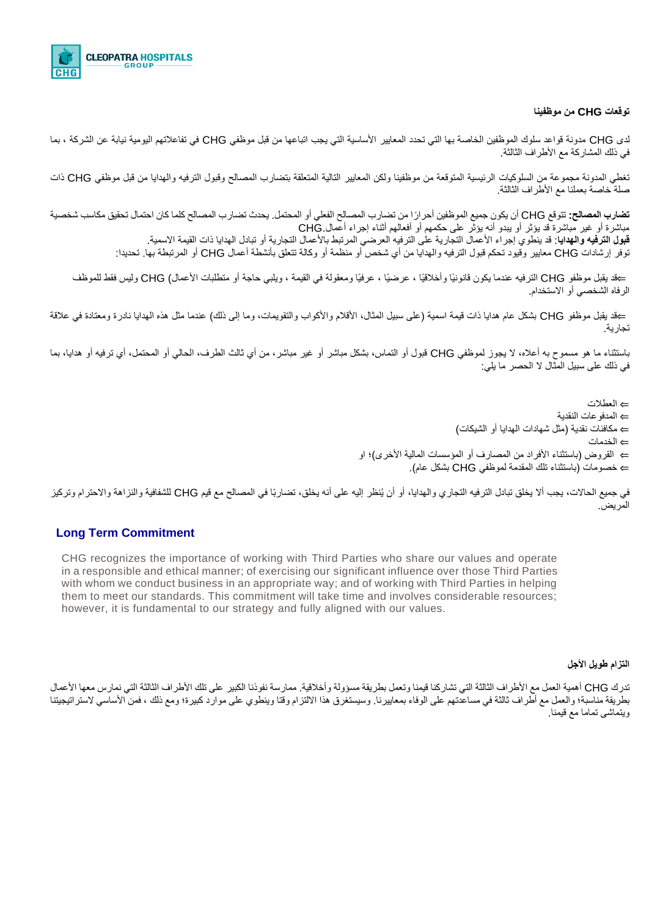**توقعات CHG من موظفينا**

لدى CHG مدونة قواعد سلوك الموظفين الخاصة بها التي تحدد المعايير الأساسية التي يجب اتباعها من قبل موظفي CHG في تفاعلاتهم اليومية نيابة عن الشركة ، بما في ذلك المشاركة مع الأطراف الثالثة.

تغطي المدونة مجموعة من السلوكيات الرئيسية المتوقعة من موظفينا ولكن المعايير التالية المتعلقة بتضارب المصالح وقبول الترفيه والهدايا من قبل موظفي CHG ذات صلة خاصة بعملنا مع الأطراف الثالثة.

**تضارب المصالح:** تتوقع CHG أن يكون جميع الموظفين أحرارًا من تضارب المصالح الفعلي أو المحتمل. يحدث تضارب المصالح كلما كان احتمال تحقيق مكاسب شخصية مباشرة أو غير مباشرة قد يؤثر أو يبدو أنه يؤثر على حكمهم أو أفعالهم أثناء إجراء أعمال CHG.
**قبول الترفيه والهدايا:** قد ينطوي إجراء الأعمال التجارية على الترفيه العرضي المرتبط بالأعمال التجارية أو تبادل الهدايا ذات القيمة الاسمية.
توفر إرشادات CHG معايير وقيود تحكم قبول الترفيه والهدايا من أي شخص أو منظمة أو وكالة تتعلق بأنشطة أعمال CHG أو المرتبطة بها. تحديدا:

⇐قد يقبل موظفو CHG الترفيه عندما يكون قانونيًا وأخلاقيًا ، عرضيًا ، عرفيًا ومعقولة في القيمة ، ويلبي حاجة أو متطلبات الأعمال) CHG وليس فقط للموظف الرفاه الشخصي أو الاستخدام.

⇐قد يقبل موظفو CHG بشكل عام هدايا ذات قيمة اسمية (على سبيل المثال، الأقلام والأكواب والتقويمات، وما إلى ذلك) عندما مثل هذه الهدايا نادرة ومعتادة في علاقة تجارية.

باستثناء ما هو مسموح به أعلاه، لا يجوز لموظفي CHG قبول أو التماس، بشكل مباشر أو غير مباشر، من أي ثالث الطرف، الحالي أو المحتمل، أي ترفيه أو هدايا، بما في ذلك على سبيل المثال لا الحصر ما يلي:

⇐ العطلات
⇐ المدفوعات النقدية
⇐ مكافآت نقدية (مثل شهادات الهدايا أو الشيكات)
⇐ الخدمات
⇐ القروض (باستثناء الأفراد من المصارف أو المؤسسات المالية الأخرى)؛ او
⇐ خصومات (باستثناء تلك المقدمة لموظفي CHG بشكل عام).

في جميع الحالات، يجب ألا يخلق تبادل الترفيه التجاري والهدايا، أو أن يُنظر إليه على أنه يخلق، تضاربًا في المصالح مع قيم CHG للشفافية والنزاهة والاحترام وتركيز المريض.

## Long Term Commitment

CHG recognizes the importance of working with Third Parties who share our values and operate in a responsible and ethical manner; of exercising our significant influence over those Third Parties with whom we conduct business in an appropriate way; and of working with Third Parties in helping them to meet our standards. This commitment will take time and involves considerable resources; however, it is fundamental to our strategy and fully aligned with our values.

**التزام طويل الأجل**

تدرك CHG أهمية العمل مع الأطراف الثالثة التي تشاركنا قيمنا وتعمل بطريقة مسؤولة وأخلاقية. ممارسة نفوذنا الكبير على تلك الأطراف الثالثة التي نمارس معها الأعمال بطريقة مناسبة؛ والعمل مع أطراف ثالثة في مساعدتهم على الوفاء بمعاييرنا. وسيستغرق هذا الالتزام وقتا وينطوي على موارد كبيرة؛ ومع ذلك ، فمن الأساسي لاستراتيجيتنا ويتماشى تماما مع قيمنا.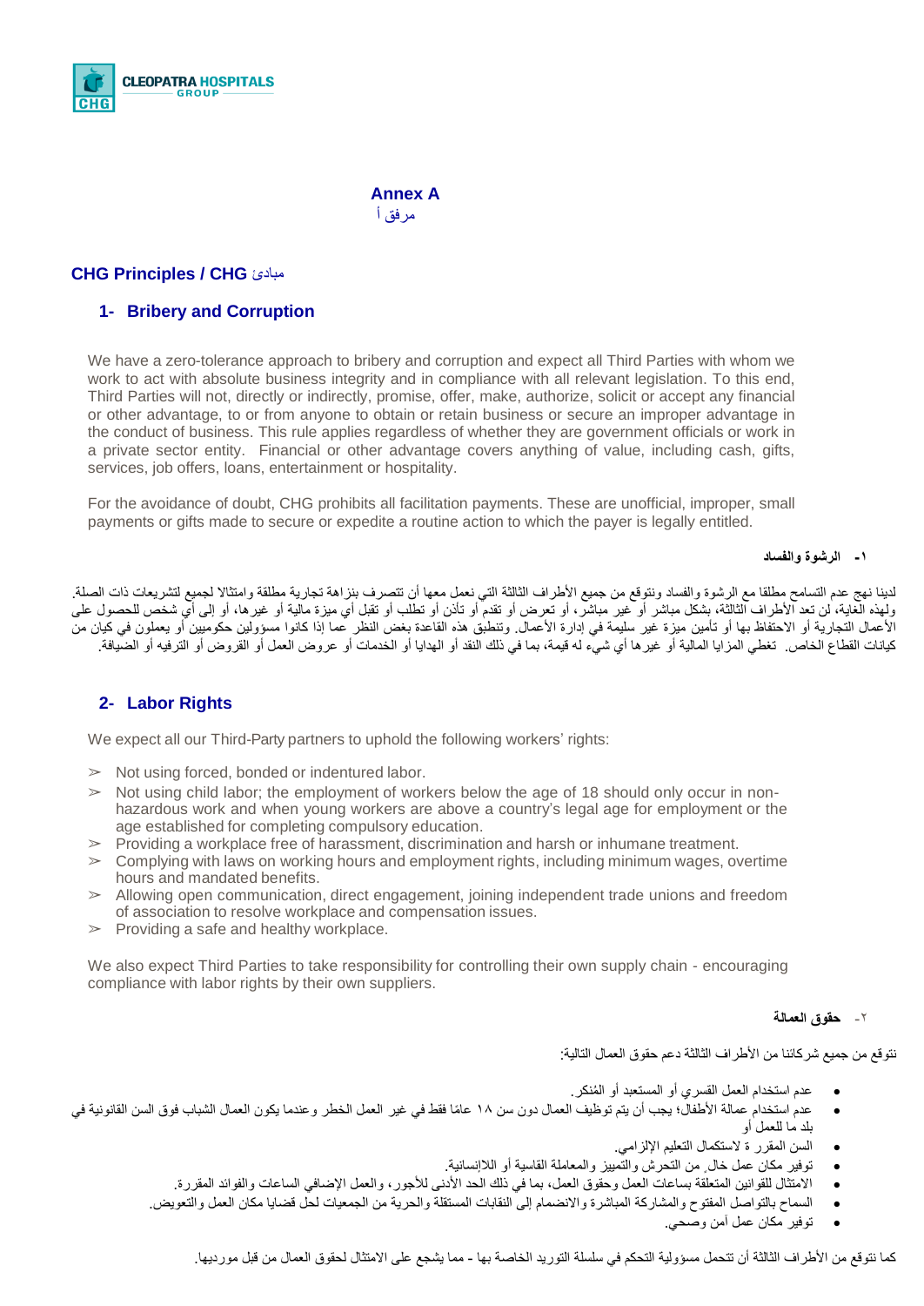**Annex A**
مرفق أ

## CHG Principles / CHG مبادئ

### 1- Bribery and Corruption

We have a zero-tolerance approach to bribery and corruption and expect all Third Parties with whom we work to act with absolute business integrity and in compliance with all relevant legislation. To this end, Third Parties will not, directly or indirectly, promise, offer, make, authorize, solicit or accept any financial or other advantage, to or from anyone to obtain or retain business or secure an improper advantage in the conduct of business. This rule applies regardless of whether they are government officials or work in a private sector entity. Financial or other advantage covers anything of value, including cash, gifts, services, job offers, loans, entertainment or hospitality.

For the avoidance of doubt, CHG prohibits all facilitation payments. These are unofficial, improper, small payments or gifts made to secure or expedite a routine action to which the payer is legally entitled.

**١- الرشوة والفساد**

لدينا نهج عدم التسامح مطلقا مع الرشوة والفساد ونتوقع من جميع الأطراف الثالثة التي نعمل معها أن تتصرف بنزاهة تجارية مطلقة وامتثالا لجميع لتشريعات ذات الصلة. ولهذه الغاية، لن تعد الأطراف الثالثة، بشكل مباشر أو غير مباشر، أو تعرض أو تقدم أو تأذن أو تطلب أو تقبل أي ميزة مالية أو غيرها، أو إلى أي شخص للحصول على الأعمال التجارية أو الاحتفاظ بها أو تأمين ميزة غير سليمة في إدارة الأعمال. وتنطبق هذه القاعدة بغض النظر عما إذا كانوا مسؤولين حكوميين أو يعملون في كيان من كيانات القطاع الخاص. تغطي المزايا المالية أو غيرها أي شيء له قيمة، بما في ذلك النقد أو الهدايا أو الخدمات أو عروض العمل أو القروض أو الترفيه أو الضيافة.

### 2- Labor Rights

We expect all our Third-Party partners to uphold the following workers' rights:

- Not using forced, bonded or indentured labor.
- Not using child labor; the employment of workers below the age of 18 should only occur in non-hazardous work and when young workers are above a country's legal age for employment or the age established for completing compulsory education.
- Providing a workplace free of harassment, discrimination and harsh or inhumane treatment.
- Complying with laws on working hours and employment rights, including minimum wages, overtime hours and mandated benefits.
- Allowing open communication, direct engagement, joining independent trade unions and freedom of association to resolve workplace and compensation issues.
- Providing a safe and healthy workplace.

We also expect Third Parties to take responsibility for controlling their own supply chain - encouraging compliance with labor rights by their own suppliers.

**٢- حقوق العمالة**

نتوقع من جميع شركائنا من الأطراف الثالثة دعم حقوق العمال التالية:

- عدم استخدام العمل القسري أو المستعبد أو المُنكر.
- عدم استخدام عمالة الأطفال؛ يجب أن يتم توظيف العمال دون سن ١٨ عامًا فقط في غير العمل الخطر وعندما يكون العمال الشباب فوق السن القانونية في بلد ما للعمل أو
- السن المقررة لاستكمال التعليم الإلزامي.
- توفير مكان عمل خال من التحرش والتمييز والمعاملة القاسية أو اللاإنسانية.
- الامتثال للقوانين المتعلقة بساعات العمل وحقوق العمل، بما في ذلك الحد الأدنى للأجور، والعمل الإضافي الساعات والفوائد المقررة.
- السماح بالتواصل المفتوح والمشاركة المباشرة والانضمام إلى النقابات المستقلة والحرية من الجمعيات لحل قضايا مكان العمل والتعويض.
- توفير مكان عمل آمن وصحي.

كما نتوقع من الأطراف الثالثة أن تتحمل مسؤولية التحكم في سلسلة التوريد الخاصة بها - مما يشجع على الامتثال لحقوق العمال من قبل مورديها.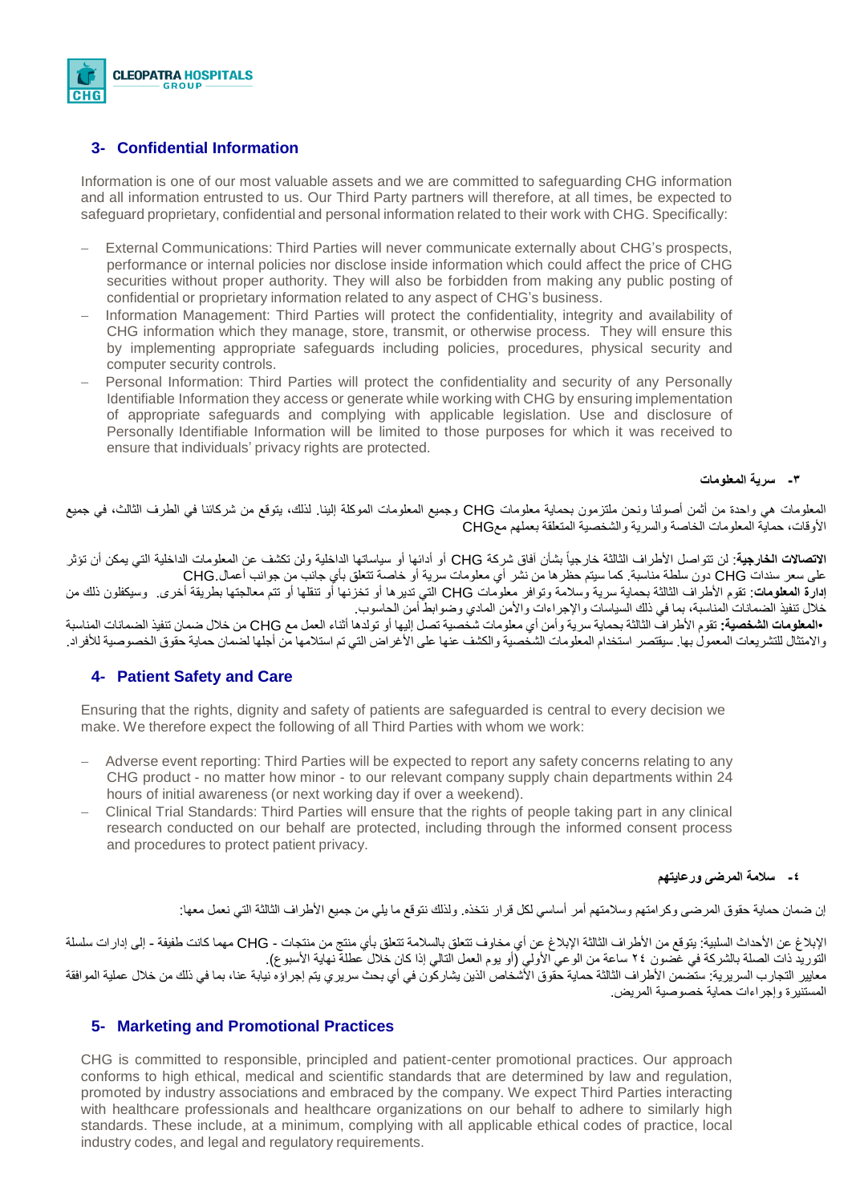## 3- Confidential Information

Information is one of our most valuable assets and we are committed to safeguarding CHG information and all information entrusted to us. Our Third Party partners will therefore, at all times, be expected to safeguard proprietary, confidential and personal information related to their work with CHG. Specifically:

- External Communications: Third Parties will never communicate externally about CHG's prospects, performance or internal policies nor disclose inside information which could affect the price of CHG securities without proper authority. They will also be forbidden from making any public posting of confidential or proprietary information related to any aspect of CHG's business.
- Information Management: Third Parties will protect the confidentiality, integrity and availability of CHG information which they manage, store, transmit, or otherwise process. They will ensure this by implementing appropriate safeguards including policies, procedures, physical security and computer security controls.
- Personal Information: Third Parties will protect the confidentiality and security of any Personally Identifiable Information they access or generate while working with CHG by ensuring implementation of appropriate safeguards and complying with applicable legislation. Use and disclosure of Personally Identifiable Information will be limited to those purposes for which it was received to ensure that individuals' privacy rights are protected.

### ٣- سرية المعلومات

المعلومات هي واحدة من أثمن أصولنا ونحن ملتزمون بحماية معلومات CHG وجميع المعلومات الموكلة إلينا. لذلك، يتوقع من شركائنا في الطرف الثالث، في جميع الأوقات، حماية المعلومات الخاصة والسرية والشخصية المتعلقة بعملهم معCHG

**الاتصالات الخارجية**: لن تتواصل الأطراف الثالثة خارجياً بشأن آفاق شركة CHG أو أدائها أو سياساتها الداخلية ولن تكشف عن المعلومات الداخلية التي يمكن أن تؤثر على سعر سندات CHG دون سلطة مناسبة. كما سيتم حظرها من نشر أي معلومات سرية أو خاصة تتعلق بأي جانب من جوانب أعمال.CHG
**إدارة المعلومات**: تقوم الأطراف الثالثة بحماية سرية وسلامة وتوافر معلومات CHG التي تديرها أو تخزنها أو تنقلها أو تتم معالجتها بطريقة أخرى. وسيكفلون ذلك من خلال تنفيذ الضمانات المناسبة، بما في ذلك السياسات والإجراءات والأمن المادي وضوابط أمن الحاسوب.
•**المعلومات الشخصية**: تقوم الأطراف الثالثة بحماية سرية وأمن أي معلومات شخصية تصل إليها أو تولدها أثناء العمل مع CHG من خلال ضمان تنفيذ الضمانات المناسبة والامتثال للتشريعات المعمول بها. سيقتصر استخدام المعلومات الشخصية والكشف عنها على الأغراض التي تم استلامها من أجلها لضمان حماية حقوق الخصوصية للأفراد.

## 4- Patient Safety and Care

Ensuring that the rights, dignity and safety of patients are safeguarded is central to every decision we make. We therefore expect the following of all Third Parties with whom we work:

- Adverse event reporting: Third Parties will be expected to report any safety concerns relating to any CHG product - no matter how minor - to our relevant company supply chain departments within 24 hours of initial awareness (or next working day if over a weekend).
- Clinical Trial Standards: Third Parties will ensure that the rights of people taking part in any clinical research conducted on our behalf are protected, including through the informed consent process and procedures to protect patient privacy.

### ٤- سلامة المرضى ورعايتهم

إن ضمان حماية حقوق المرضى وكرامتهم وسلامتهم أمر أساسي لكل قرار نتخذه. ولذلك نتوقع ما يلي من جميع الأطراف الثالثة التي نعمل معها:

الإبلاغ عن الأحداث السلبية: يتوقع من الأطراف الثالثة الإبلاغ عن أي مخاوف تتعلق بالسلامة تتعلق بأي منتج من منتجات CHG - مهما كانت طفيفة - إلى إدارات سلسلة التوريد ذات الصلة بالشركة في غضون ٢٤ ساعة من الوعي الأولي (أو يوم العمل التالي إذا كان خلال عطلة نهاية الأسبوع).
معايير التجارب السريرية: ستضمن الأطراف الثالثة حماية حقوق الأشخاص الذين يشاركون في أي بحث سريري يتم إجراؤه نيابة عنا، بما في ذلك من خلال عملية الموافقة المستنيرة وإجراءات حماية خصوصية المريض.

## 5- Marketing and Promotional Practices

CHG is committed to responsible, principled and patient-center promotional practices. Our approach conforms to high ethical, medical and scientific standards that are determined by law and regulation, promoted by industry associations and embraced by the company. We expect Third Parties interacting with healthcare professionals and healthcare organizations on our behalf to adhere to similarly high standards. These include, at a minimum, complying with all applicable ethical codes of practice, local industry codes, and legal and regulatory requirements.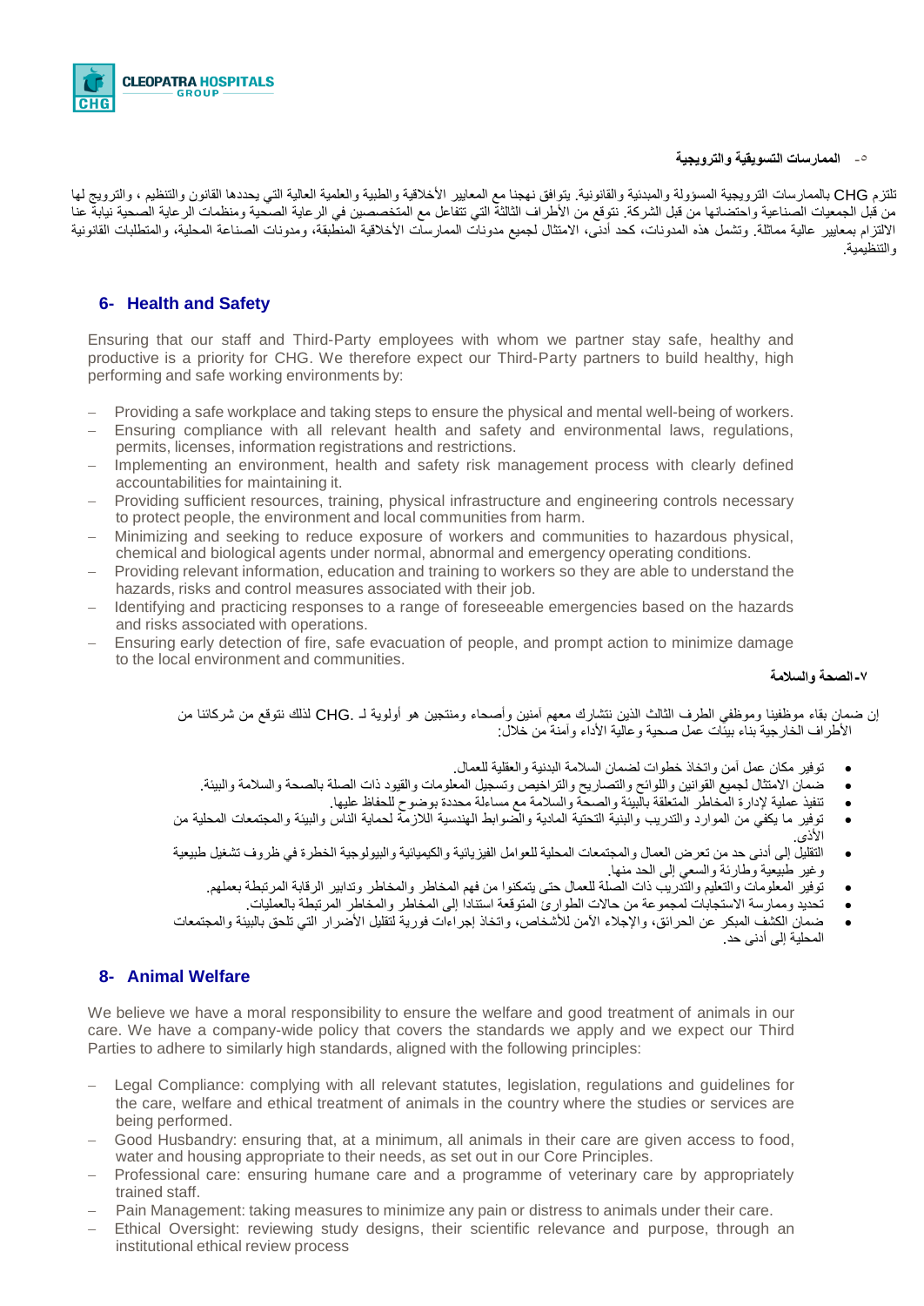### ٥- الممارسات التسويقية والترويجية

تلتزم CHG بالممارسات الترويجية المسؤولة والمبدئية والقانونية. يتوافق نهجنا مع المعايير الأخلاقية والطبية والعلمية العالية التي يحددها القانون والتنظيم ، والترويج لها من قبل الجمعيات الصناعية واحتضانها من قبل الشركة. نتوقع من الأطراف الثالثة التي تتفاعل مع المتخصصين في الرعاية الصحية ومنظمات الرعاية الصحية نيابة عنا الالتزام بمعايير عالية مماثلة. وتشمل هذه المدونات، كحد أدنى، الامتثال لجميع مدونات الممارسات الأخلاقية المنطبقة، ومدونات الصناعة المحلية، والمتطلبات القانونية والتنظيمية.

## 6- Health and Safety

Ensuring that our staff and Third-Party employees with whom we partner stay safe, healthy and productive is a priority for CHG. We therefore expect our Third-Party partners to build healthy, high performing and safe working environments by:

- Providing a safe workplace and taking steps to ensure the physical and mental well-being of workers.
- Ensuring compliance with all relevant health and safety and environmental laws, regulations, permits, licenses, information registrations and restrictions.
- Implementing an environment, health and safety risk management process with clearly defined accountabilities for maintaining it.
- Providing sufficient resources, training, physical infrastructure and engineering controls necessary to protect people, the environment and local communities from harm.
- Minimizing and seeking to reduce exposure of workers and communities to hazardous physical, chemical and biological agents under normal, abnormal and emergency operating conditions.
- Providing relevant information, education and training to workers so they are able to understand the hazards, risks and control measures associated with their job.
- Identifying and practicing responses to a range of foreseeable emergencies based on the hazards and risks associated with operations.
- Ensuring early detection of fire, safe evacuation of people, and prompt action to minimize damage to the local environment and communities.

### ٧- الصحة والسلامة

إن ضمان بقاء موظفينا وموظفي الطرف الثالث الذين نتشارك معهم آمنين وأصحاء ومنتجين هو أولوية لـ CHG. لذلك نتوقع من شركائنا من الأطراف الخارجية بناء بيئات عمل صحية وعالية الأداء وآمنة من خلال:

- توفير مكان عمل آمن واتخاذ خطوات لضمان السلامة البدنية والعقلية للعمال.
- ضمان الامتثال لجميع القوانين واللوائح والتصاريح والتراخيص وتسجيل المعلومات والقيود ذات الصلة بالصحة والسلامة والبيئة.
- تنفيذ عملية لإدارة المخاطر المتعلقة بالبيئة والصحة والسلامة مع مساءلة محددة بوضوح للحفاظ عليها.
- توفير ما يكفي من الموارد والتدريب والبنية التحتية المادية والضوابط الهندسية اللازمة لحماية الناس والبيئة والمجتمعات المحلية من الأذى.
- التقليل إلى أدنى حد من تعرض العمال والمجتمعات المحلية للعوامل الفيزيائية والكيميائية والبيولوجية الخطرة في ظروف تشغيل طبيعية وغير طبيعية وطارئة والسعي إلى الحد منها.
- توفير المعلومات والتعليم والتدريب ذات الصلة للعمال حتى يتمكنوا من فهم المخاطر والمخاطر وتدابير الرقابة المرتبطة بعملهم.
- تحديد وممارسة الاستجابات لمجموعة من حالات الطوارئ المتوقعة استنادا إلى المخاطر والمخاطر المرتبطة بالعمليات.
- ضمان الكشف المبكر عن الحرائق، والإجلاء الآمن للأشخاص، واتخاذ إجراءات فورية لتقليل الأضرار التي تلحق بالبيئة والمجتمعات المحلية إلى أدنى حد.

## 8- Animal Welfare

We believe we have a moral responsibility to ensure the welfare and good treatment of animals in our care. We have a company-wide policy that covers the standards that we apply and we expect our Third Parties to adhere to similarly high standards, aligned with the following principles:

- Legal Compliance: complying with all relevant statutes, legislation, regulations and guidelines for the care, welfare and ethical treatment of animals in the country where the studies or services are being performed.
- Good Husbandry: ensuring that, at a minimum, all animals in their care are given access to food, water and housing appropriate to their needs, as set out in our Core Principles.
- Professional care: ensuring humane care and a programme of veterinary care by appropriately trained staff.
- Pain Management: taking measures to minimize any pain or distress to animals under their care.
- Ethical Oversight: reviewing study designs, their scientific relevance and purpose, through an institutional ethical review process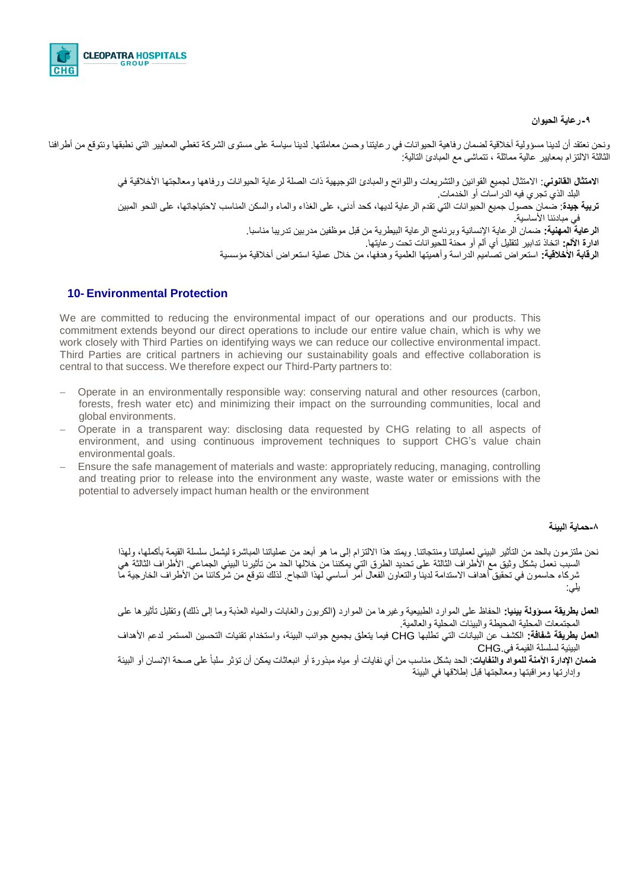### ٩-رعاية الحيوان

ونحن نعتقد أن لدينا مسؤولية أخلاقية لضمان رفاهية الحيوانات في رعايتنا وحسن معاملتها. لدينا سياسة على مستوى الشركة تغطي المعايير التي نطبقها ونتوقع من أطرافنا الثالثة الالتزام بمعايير عالية مماثلة ، تتماشى مع المبادئ التالية:

**الامتثال القانوني**: الامتثال لجميع القوانين والتشريعات واللوائح والمبادئ التوجيهية ذات الصلة لرعاية الحيوانات ورفاهها ومعالجتها الأخلاقية في البلد الذي تجري فيه الدراسات أو الخدمات.
**تربية جيدة**: ضمان حصول جميع الحيوانات التي تقدم الرعاية لديها، كحد أدنى، على الغذاء والماء والسكن المناسب لاحتياجاتها، على النحو المبين في مبادئنا الأساسية.
**الرعاية المهنية**: ضمان الرعاية الإنسانية وبرنامج الرعاية البيطرية من قبل موظفين مدربين تدريبا مناسبا.
**ادارة الألم**: اتخاذ تدابير لتقليل أي ألم أو محنة للحيوانات تحت رعايتها.
**الرقابة الأخلاقية**: استعراض تصاميم الدراسة وأهميتها العلمية وهدفها، من خلال عملية استعراض أخلاقية مؤسسية

## 10- Environmental Protection

We are committed to reducing the environmental impact of our operations and our products. This commitment extends beyond our direct operations to include our entire value chain, which is why we work closely with Third Parties on identifying ways we can reduce our collective environmental impact. Third Parties are critical partners in achieving our sustainability goals and effective collaboration is central to that success. We therefore expect our Third-Party partners to:

- Operate in an environmentally responsible way: conserving natural and other resources (carbon, forests, fresh water etc) and minimizing their impact on the surrounding communities, local and global environments.
- Operate in a transparent way: disclosing data requested by CHG relating to all aspects of environment, and using continuous improvement techniques to support CHG's value chain environmental goals.
- Ensure the safe management of materials and waste: appropriately reducing, managing, controlling and treating prior to release into the environment any waste, waste water or emissions with the potential to adversely impact human health or the environment

### ٨-حماية البيئة

نحن ملتزمون بالحد من التأثير البيئي لعملياتنا ومنتجاتنا. ويمتد هذا الالتزام إلى ما هو أبعد من عملياتنا المباشرة ليشمل سلسلة القيمة بأكملها، ولهذا السبب نعمل بشكل وثيق مع الأطراف الثالثة على تحديد الطرق التي يمكننا من خلالها الحد من تأثيرنا البيئي الجماعي. الأطراف الثالثة هي شركاء حاسمون في تحقيق أهداف الاستدامة لدينا والتعاون الفعال أمر أساسي لهذا النجاح. لذلك نتوقع من شركائنا من الأطراف الخارجية ما يلي:

**العمل بطريقة مسؤولة بيئيا:** الحفاظ على الموارد الطبيعية وغيرها من الموارد (الكربون والغابات والمياه العذبة وما إلى ذلك) وتقليل تأثيرها على المجتمعات المحلية المحيطة والبيئات المحلية والعالمية.
**العمل بطريقة شفافة:** الكشف عن البيانات التي تطلبها CHG فيما يتعلق بجميع جوانب البيئة، واستخدام تقنيات التحسين المستمر لدعم الأهداف البيئية لسلسلة القيمة في CHG.
**ضمان الإدارة الآمنة للمواد والنفايات**: الحد بشكل مناسب من أي نفايات أو مياه مبذورة أو انبعاثات يمكن أن تؤثر سلباً على صحة الإنسان أو البيئة وإدارتها ومراقبتها ومعالجتها قبل إطلاقها في البيئة